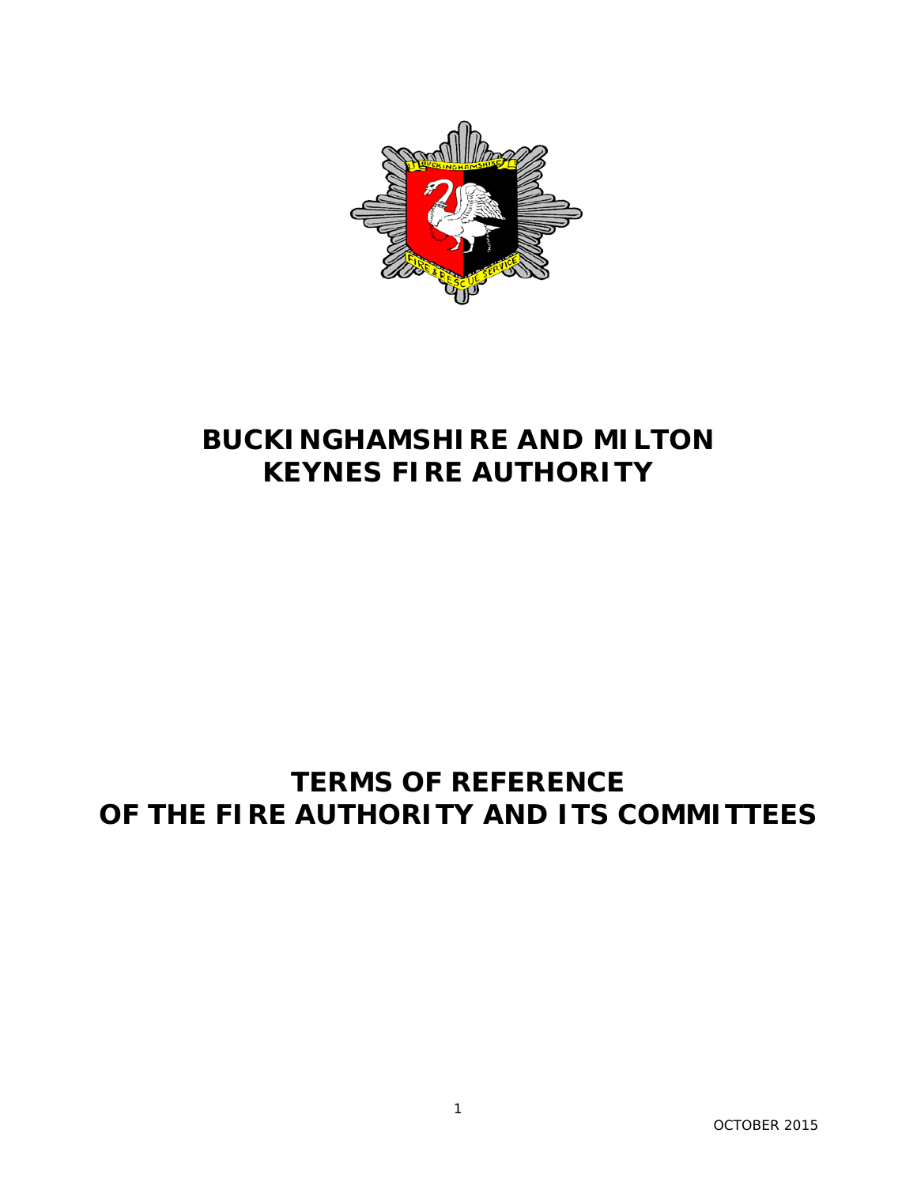# BUCKINGHAMSHIRE AND MILTON KEYNES FIRE AUTHORITY

# TERMS OF REFERENCE OF THE FIRE AUTHORITY AND ITS COMMITTEES

OCTOBER 2015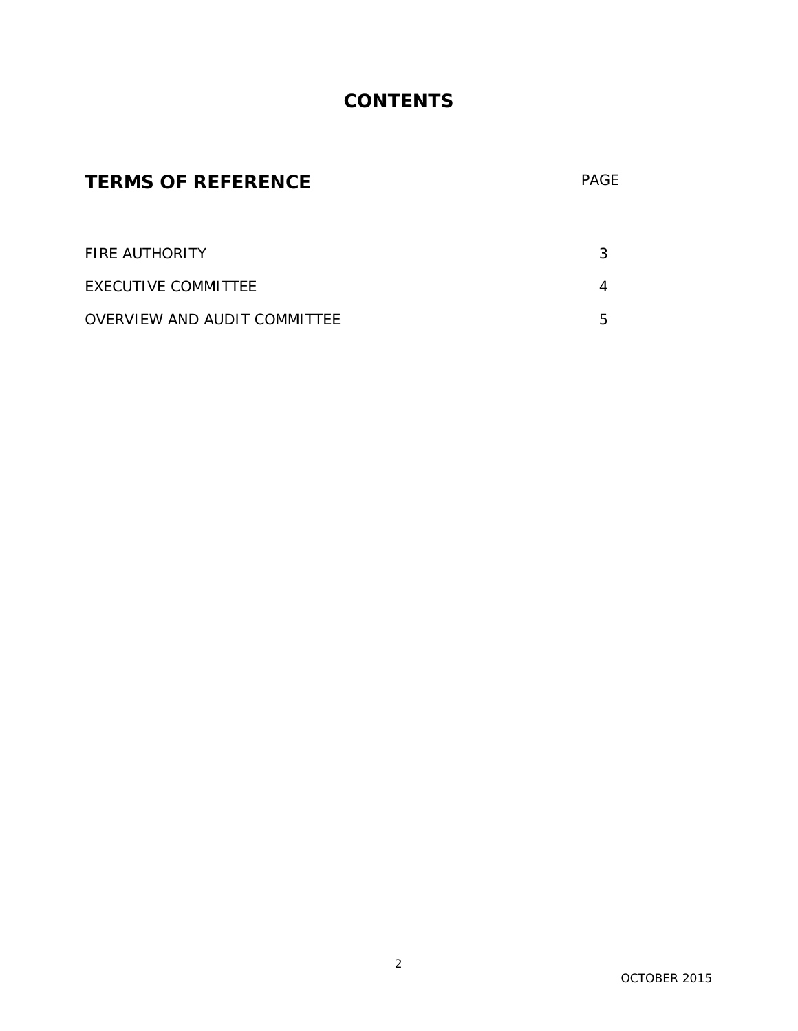# CONTENTS

| TERMS OF REFERENCE | PAGE |
| --- | --- |
| FIRE AUTHORITY | 3 |
| EXECUTIVE COMMITTEE | 4 |
| OVERVIEW AND AUDIT COMMITTEE | 5 |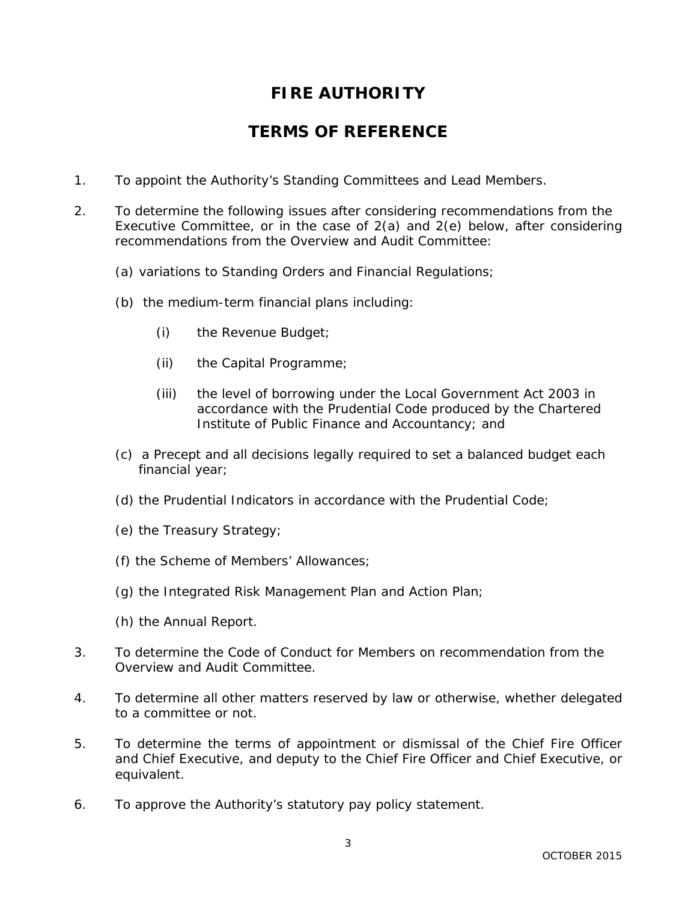# FIRE AUTHORITY

## TERMS OF REFERENCE

1. To appoint the Authority's Standing Committees and Lead Members.

2. To determine the following issues after considering recommendations from the Executive Committee, or in the case of 2(a) and 2(e) below, after considering recommendations from the Overview and Audit Committee:

   (a) variations to Standing Orders and Financial Regulations;

   (b) the medium-term financial plans including:

      (i) the Revenue Budget;

      (ii) the Capital Programme;

      (iii) the level of borrowing under the Local Government Act 2003 in accordance with the Prudential Code produced by the Chartered Institute of Public Finance and Accountancy; and

   (c) a Precept and all decisions legally required to set a balanced budget each financial year;

   (d) the Prudential Indicators in accordance with the Prudential Code;

   (e) the Treasury Strategy;

   (f) the Scheme of Members' Allowances;

   (g) the Integrated Risk Management Plan and Action Plan;

   (h) the Annual Report.

3. To determine the Code of Conduct for Members on recommendation from the Overview and Audit Committee.

4. To determine all other matters reserved by law or otherwise, whether delegated to a committee or not.

5. To determine the terms of appointment or dismissal of the Chief Fire Officer and Chief Executive, and deputy to the Chief Fire Officer and Chief Executive, or equivalent.

6. To approve the Authority's statutory pay policy statement.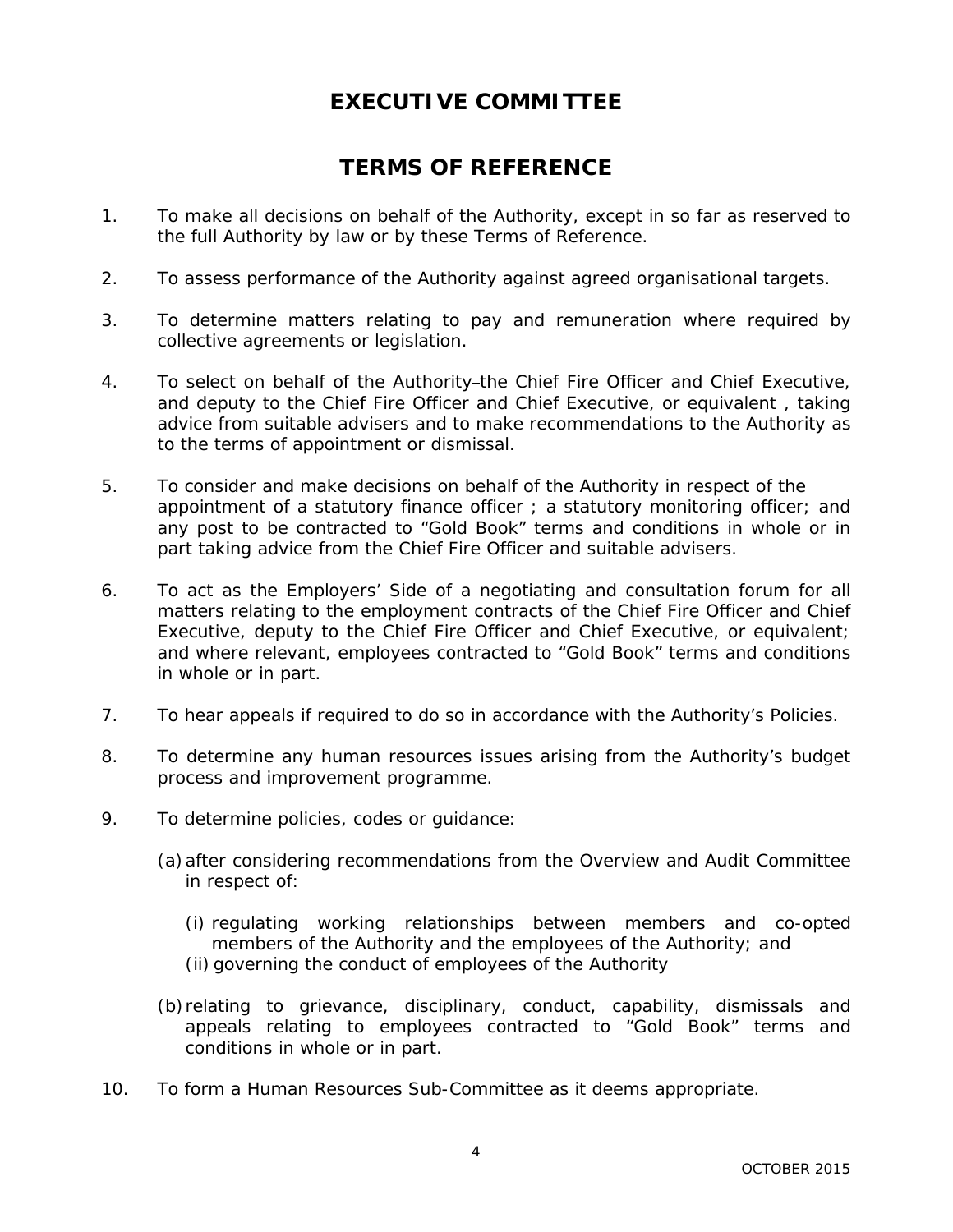# EXECUTIVE COMMITTEE

# TERMS OF REFERENCE

1. To make all decisions on behalf of the Authority, except in so far as reserved to the full Authority by law or by these Terms of Reference.

2. To assess performance of the Authority against agreed organisational targets.

3. To determine matters relating to pay and remuneration where required by collective agreements or legislation.

4. To select on behalf of the Authority the Chief Fire Officer and Chief Executive, and deputy to the Chief Fire Officer and Chief Executive, or equivalent , taking advice from suitable advisers and to make recommendations to the Authority as to the terms of appointment or dismissal.

5. To consider and make decisions on behalf of the Authority in respect of the appointment of a statutory finance officer ; a statutory monitoring officer; and any post to be contracted to "Gold Book" terms and conditions in whole or in part taking advice from the Chief Fire Officer and suitable advisers.

6. To act as the Employers' Side of a negotiating and consultation forum for all matters relating to the employment contracts of the Chief Fire Officer and Chief Executive, deputy to the Chief Fire Officer and Chief Executive, or equivalent; and where relevant, employees contracted to "Gold Book" terms and conditions in whole or in part.

7. To hear appeals if required to do so in accordance with the Authority's Policies.

8. To determine any human resources issues arising from the Authority's budget process and improvement programme.

9. To determine policies, codes or guidance:

   (a) after considering recommendations from the Overview and Audit Committee in respect of:

      (i) regulating working relationships between members and co-opted members of the Authority and the employees of the Authority; and
      (ii) governing the conduct of employees of the Authority

   (b) relating to grievance, disciplinary, conduct, capability, dismissals and appeals relating to employees contracted to "Gold Book" terms and conditions in whole or in part.

10. To form a Human Resources Sub-Committee as it deems appropriate.

OCTOBER 2015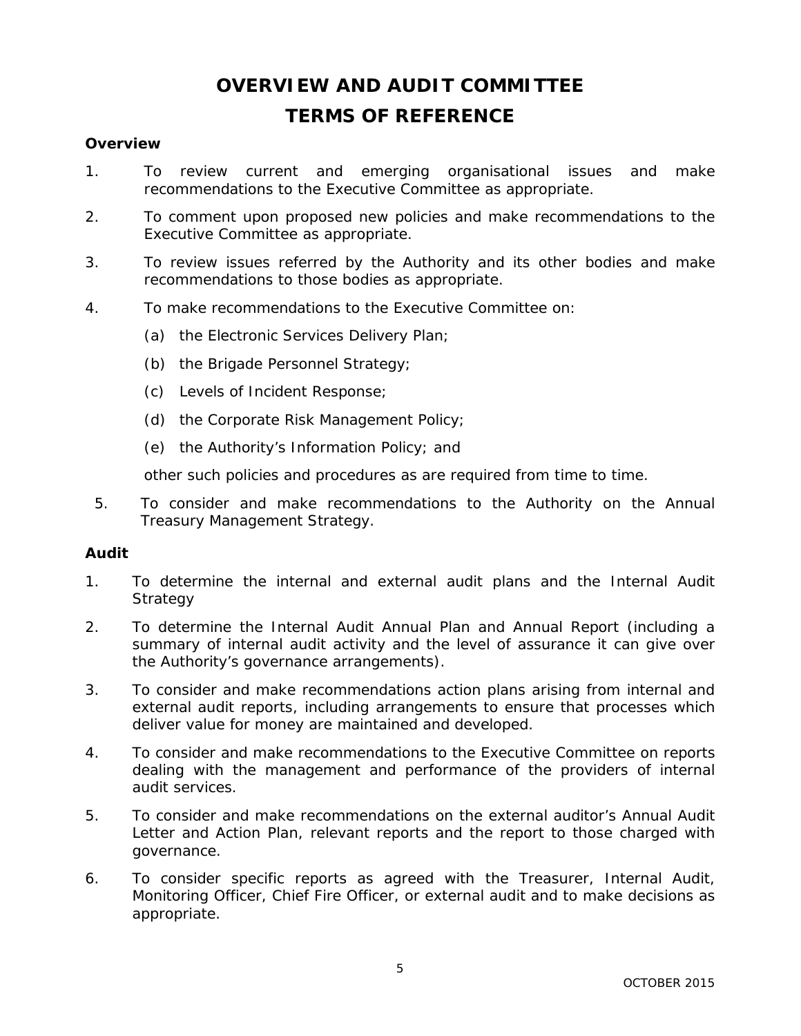# OVERVIEW AND AUDIT COMMITTEE
# TERMS OF REFERENCE

**Overview**

1. To review current and emerging organisational issues and make recommendations to the Executive Committee as appropriate.

2. To comment upon proposed new policies and make recommendations to the Executive Committee as appropriate.

3. To review issues referred by the Authority and its other bodies and make recommendations to those bodies as appropriate.

4. To make recommendations to the Executive Committee on:

   (a) the Electronic Services Delivery Plan;

   (b) the Brigade Personnel Strategy;

   (c) Levels of Incident Response;

   (d) the Corporate Risk Management Policy;

   (e) the Authority's Information Policy; and

   other such policies and procedures as are required from time to time.

5. To consider and make recommendations to the Authority on the Annual Treasury Management Strategy.

**Audit**

1. To determine the internal and external audit plans and the Internal Audit Strategy

2. To determine the Internal Audit Annual Plan and Annual Report (including a summary of internal audit activity and the level of assurance it can give over the Authority's governance arrangements).

3. To consider and make recommendations action plans arising from internal and external audit reports, including arrangements to ensure that processes which deliver value for money are maintained and developed.

4. To consider and make recommendations to the Executive Committee on reports dealing with the management and performance of the providers of internal audit services.

5. To consider and make recommendations on the external auditor's Annual Audit Letter and Action Plan, relevant reports and the report to those charged with governance.

6. To consider specific reports as agreed with the Treasurer, Internal Audit, Monitoring Officer, Chief Fire Officer, or external audit and to make decisions as appropriate.

OCTOBER 2015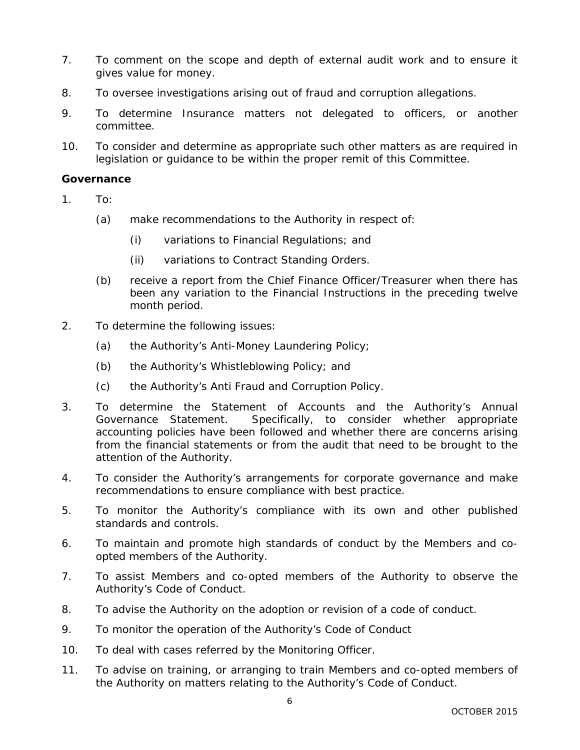7. To comment on the scope and depth of external audit work and to ensure it gives value for money.

8. To oversee investigations arising out of fraud and corruption allegations.

9. To determine Insurance matters not delegated to officers, or another committee.

10. To consider and determine as appropriate such other matters as are required in legislation or guidance to be within the proper remit of this Committee.

**Governance**

1. To:

    (a) make recommendations to the Authority in respect of:

        (i) variations to Financial Regulations; and

        (ii) variations to Contract Standing Orders.

    (b) receive a report from the Chief Finance Officer/Treasurer when there has been any variation to the Financial Instructions in the preceding twelve month period.

2. To determine the following issues:

    (a) the Authority's Anti-Money Laundering Policy;

    (b) the Authority's Whistleblowing Policy; and

    (c) the Authority's Anti Fraud and Corruption Policy.

3. To determine the Statement of Accounts and the Authority's Annual Governance Statement. Specifically, to consider whether appropriate accounting policies have been followed and whether there are concerns arising from the financial statements or from the audit that need to be brought to the attention of the Authority.

4. To consider the Authority's arrangements for corporate governance and make recommendations to ensure compliance with best practice.

5. To monitor the Authority's compliance with its own and other published standards and controls.

6. To maintain and promote high standards of conduct by the Members and co-opted members of the Authority.

7. To assist Members and co-opted members of the Authority to observe the Authority's Code of Conduct.

8. To advise the Authority on the adoption or revision of a code of conduct.

9. To monitor the operation of the Authority's Code of Conduct

10. To deal with cases referred by the Monitoring Officer.

11. To advise on training, or arranging to train Members and co-opted members of the Authority on matters relating to the Authority's Code of Conduct.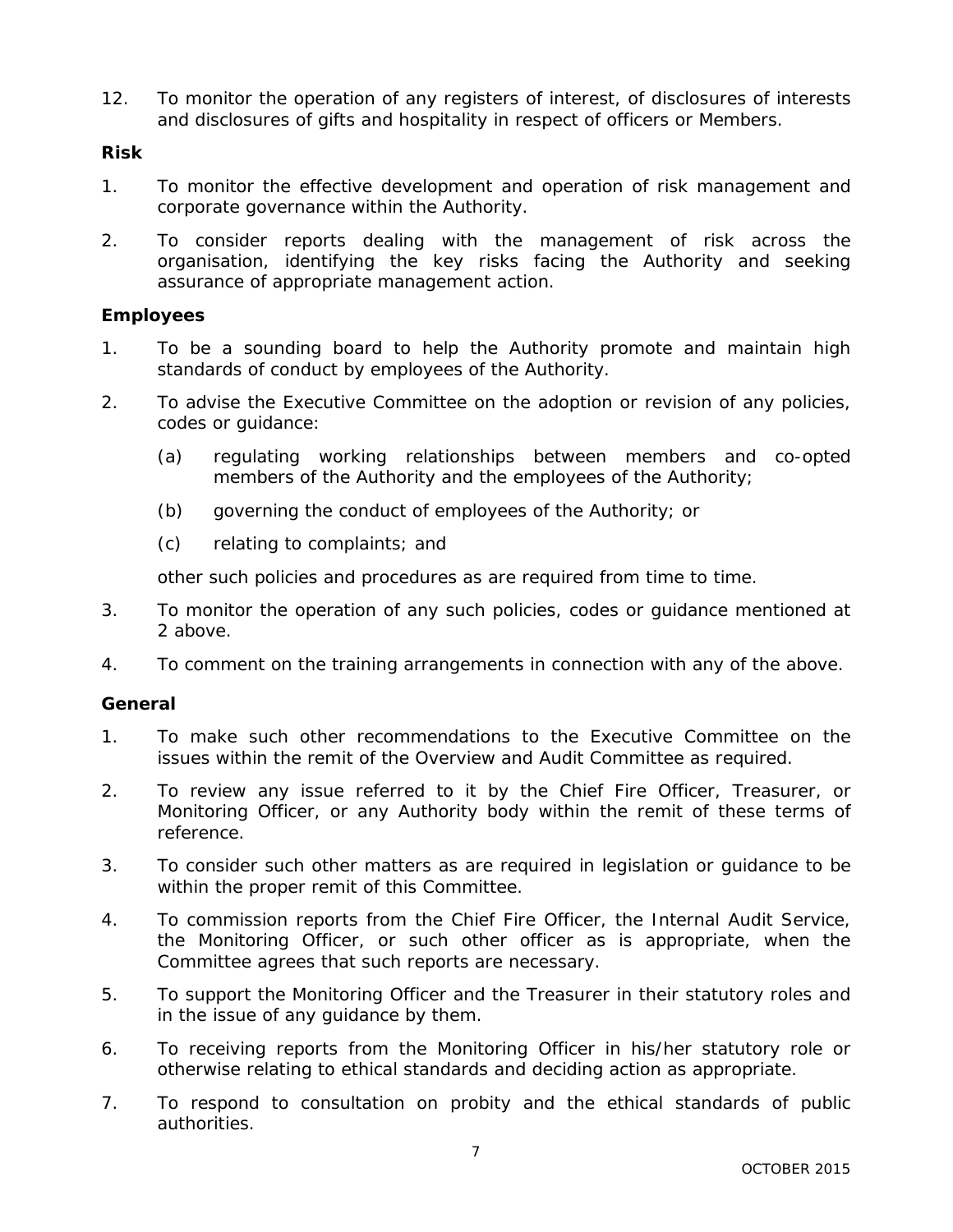12. To monitor the operation of any registers of interest, of disclosures of interests and disclosures of gifts and hospitality in respect of officers or Members.

**Risk**

1. To monitor the effective development and operation of risk management and corporate governance within the Authority.

2. To consider reports dealing with the management of risk across the organisation, identifying the key risks facing the Authority and seeking assurance of appropriate management action.

**Employees**

1. To be a sounding board to help the Authority promote and maintain high standards of conduct by employees of the Authority.

2. To advise the Executive Committee on the adoption or revision of any policies, codes or guidance:

   (a) regulating working relationships between members and co-opted members of the Authority and the employees of the Authority;

   (b) governing the conduct of employees of the Authority; or

   (c) relating to complaints; and

   other such policies and procedures as are required from time to time.

3. To monitor the operation of any such policies, codes or guidance mentioned at 2 above.

4. To comment on the training arrangements in connection with any of the above.

**General**

1. To make such other recommendations to the Executive Committee on the issues within the remit of the Overview and Audit Committee as required.

2. To review any issue referred to it by the Chief Fire Officer, Treasurer, or Monitoring Officer, or any Authority body within the remit of these terms of reference.

3. To consider such other matters as are required in legislation or guidance to be within the proper remit of this Committee.

4. To commission reports from the Chief Fire Officer, the Internal Audit Service, the Monitoring Officer, or such other officer as is appropriate, when the Committee agrees that such reports are necessary.

5. To support the Monitoring Officer and the Treasurer in their statutory roles and in the issue of any guidance by them.

6. To receiving reports from the Monitoring Officer in his/her statutory role or otherwise relating to ethical standards and deciding action as appropriate.

7. To respond to consultation on probity and the ethical standards of public authorities.

OCTOBER 2015